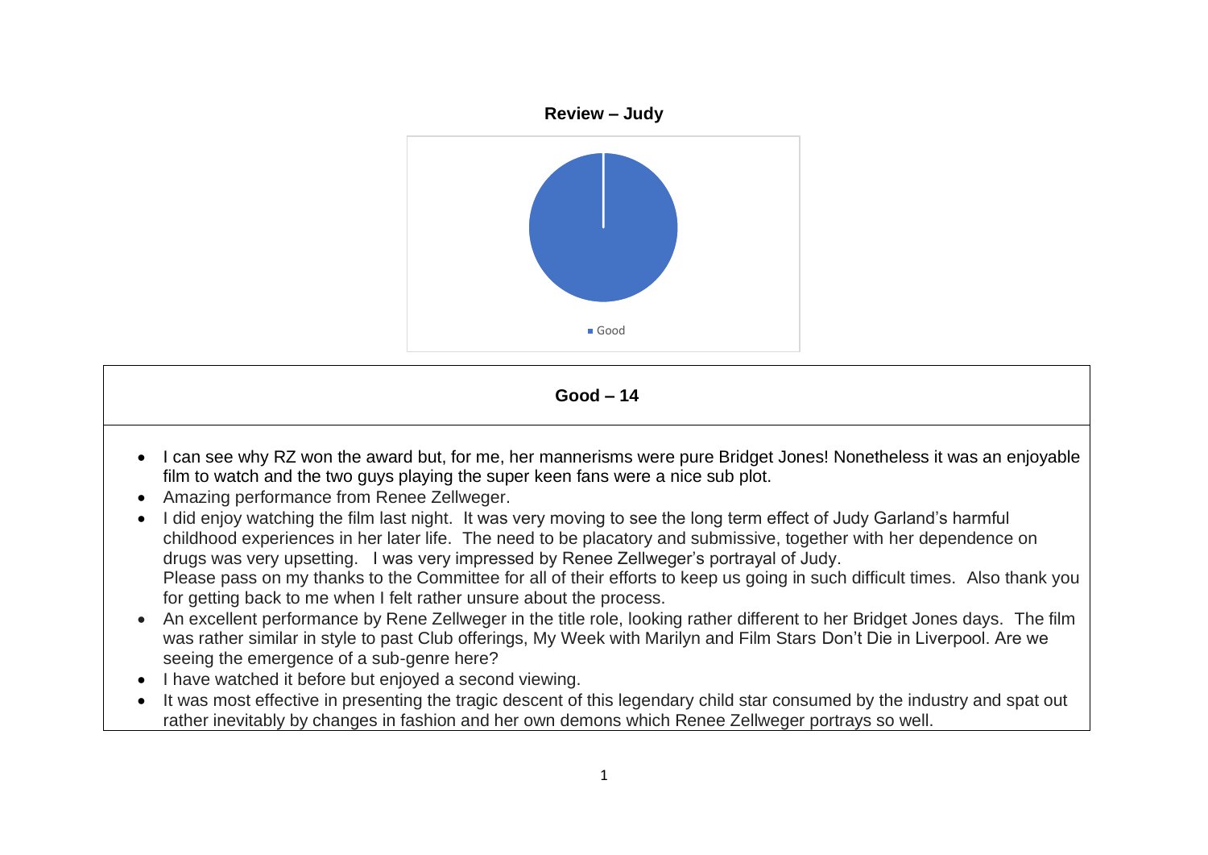**Review – Judy**

Good

**Good – 14**

- I can see why RZ won the award but, for me, her mannerisms were pure Bridget Jones! Nonetheless it was an enjoyable film to watch and the two guys playing the super keen fans were a nice sub plot.
- Amazing performance from Renee Zellweger.
- I did enjoy watching the film last night. It was very moving to see the long term effect of Judy Garland's harmful childhood experiences in her later life. The need to be placatory and submissive, together with her dependence on drugs was very upsetting. I was very impressed by Renee Zellweger's portrayal of Judy.
  Please pass on my thanks to the Committee for all of their efforts to keep us going in such difficult times. Also thank you for getting back to me when I felt rather unsure about the process.
- An excellent performance by Rene Zellweger in the title role, looking rather different to her Bridget Jones days. The film was rather similar in style to past Club offerings, My Week with Marilyn and Film Stars Don't Die in Liverpool. Are we seeing the emergence of a sub-genre here?
- I have watched it before but enjoyed a second viewing.
- It was most effective in presenting the tragic descent of this legendary child star consumed by the industry and spat out rather inevitably by changes in fashion and her own demons which Renee Zellweger portrays so well.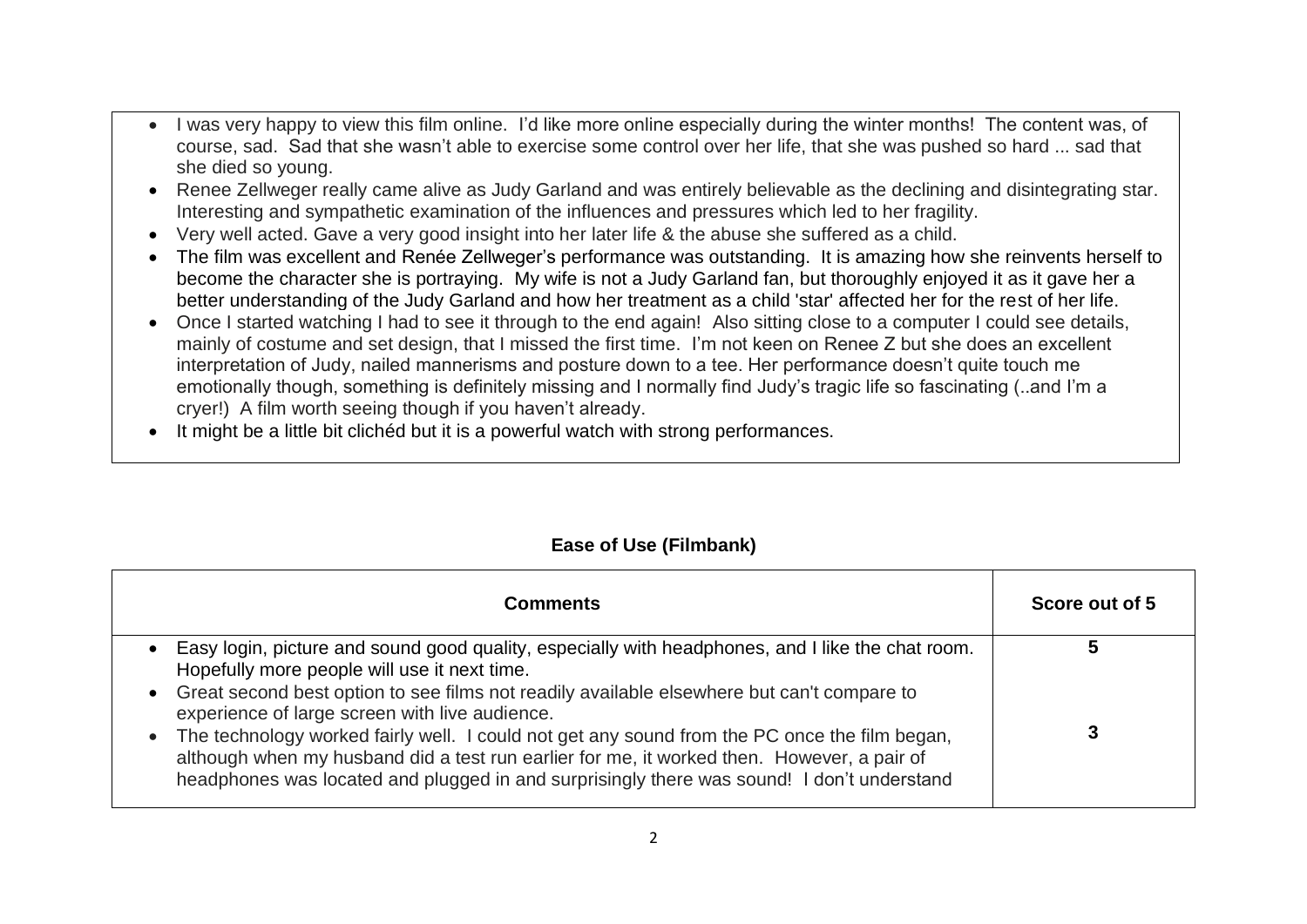- I was very happy to view this film online. I'd like more online especially during the winter months! The content was, of course, sad. Sad that she wasn't able to exercise some control over her life, that she was pushed so hard ... sad that she died so young.
- Renee Zellweger really came alive as Judy Garland and was entirely believable as the declining and disintegrating star. Interesting and sympathetic examination of the influences and pressures which led to her fragility.
- Very well acted. Gave a very good insight into her later life & the abuse she suffered as a child.
- The film was excellent and Renée Zellweger's performance was outstanding. It is amazing how she reinvents herself to become the character she is portraying. My wife is not a Judy Garland fan, but thoroughly enjoyed it as it gave her a better understanding of the Judy Garland and how her treatment as a child 'star' affected her for the rest of her life.
- Once I started watching I had to see it through to the end again! Also sitting close to a computer I could see details, mainly of costume and set design, that I missed the first time. I'm not keen on Renee Z but she does an excellent interpretation of Judy, nailed mannerisms and posture down to a tee. Her performance doesn't quite touch me emotionally though, something is definitely missing and I normally find Judy's tragic life so fascinating (..and I'm a cryer!) A film worth seeing though if you haven't already.
- It might be a little bit clichéd but it is a powerful watch with strong performances.

## Ease of Use (Filmbank)

| Comments | Score out of 5 |
| --- | --- |
| • Easy login, picture and sound good quality, especially with headphones, and I like the chat room. Hopefully more people will use it next time. | 5 |
| • Great second best option to see films not readily available elsewhere but can't compare to experience of large screen with live audience. | |
| • The technology worked fairly well. I could not get any sound from the PC once the film began, although when my husband did a test run earlier for me, it worked then. However, a pair of headphones was located and plugged in and surprisingly there was sound! I don't understand | 3 |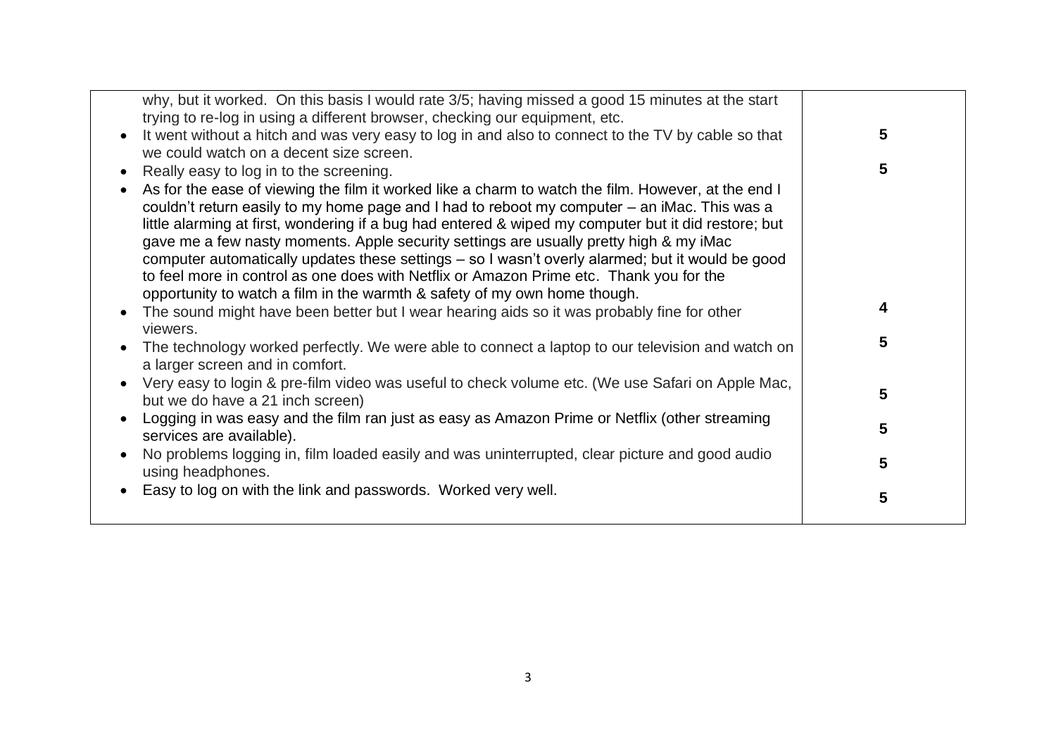| | |
|---|---|
| why, but it worked. On this basis I would rate 3/5; having missed a good 15 minutes at the start trying to re-log in using a different browser, checking our equipment, etc. | |
| • It went without a hitch and was very easy to log in and also to connect to the TV by cable so that we could watch on a decent size screen. | **5** |
| • Really easy to log in to the screening. | **5** |
| • As for the ease of viewing the film it worked like a charm to watch the film. However, at the end I couldn't return easily to my home page and I had to reboot my computer – an iMac. This was a little alarming at first, wondering if a bug had entered & wiped my computer but it did restore; but gave me a few nasty moments. Apple security settings are usually pretty high & my iMac computer automatically updates these settings – so I wasn't overly alarmed; but it would be good to feel more in control as one does with Netflix or Amazon Prime etc. Thank you for the opportunity to watch a film in the warmth & safety of my own home though. | |
| • The sound might have been better but I wear hearing aids so it was probably fine for other viewers. | **4** |
| • The technology worked perfectly. We were able to connect a laptop to our television and watch on a larger screen and in comfort. | **5** |
| • Very easy to login & pre-film video was useful to check volume etc. (We use Safari on Apple Mac, but we do have a 21 inch screen) | **5** |
| • Logging in was easy and the film ran just as easy as Amazon Prime or Netflix (other streaming services are available). | **5** |
| • No problems logging in, film loaded easily and was uninterrupted, clear picture and good audio using headphones. | **5** |
| • Easy to log on with the link and passwords. Worked very well. | **5** |